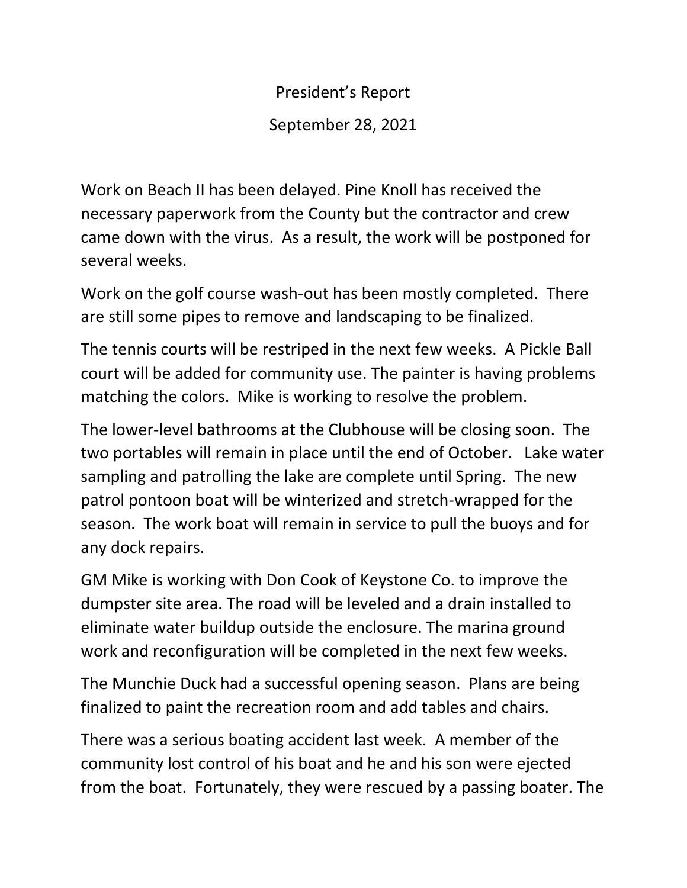# President's Report

## September 28, 2021

Work on Beach II has been delayed. Pine Knoll has received the necessary paperwork from the County but the contractor and crew came down with the virus. As a result, the work will be postponed for several weeks.

Work on the golf course wash-out has been mostly completed. There are still some pipes to remove and landscaping to be finalized.

The tennis courts will be restriped in the next few weeks. A Pickle Ball court will be added for community use. The painter is having problems matching the colors. Mike is working to resolve the problem.

The lower-level bathrooms at the Clubhouse will be closing soon. The two portables will remain in place until the end of October. Lake water sampling and patrolling the lake are complete until Spring. The new patrol pontoon boat will be winterized and stretch-wrapped for the season. The work boat will remain in service to pull the buoys and for any dock repairs.

GM Mike is working with Don Cook of Keystone Co. to improve the dumpster site area. The road will be leveled and a drain installed to eliminate water buildup outside the enclosure. The marina ground work and reconfiguration will be completed in the next few weeks.

The Munchie Duck had a successful opening season. Plans are being finalized to paint the recreation room and add tables and chairs.

There was a serious boating accident last week. A member of the community lost control of his boat and he and his son were ejected from the boat. Fortunately, they were rescued by a passing boater. The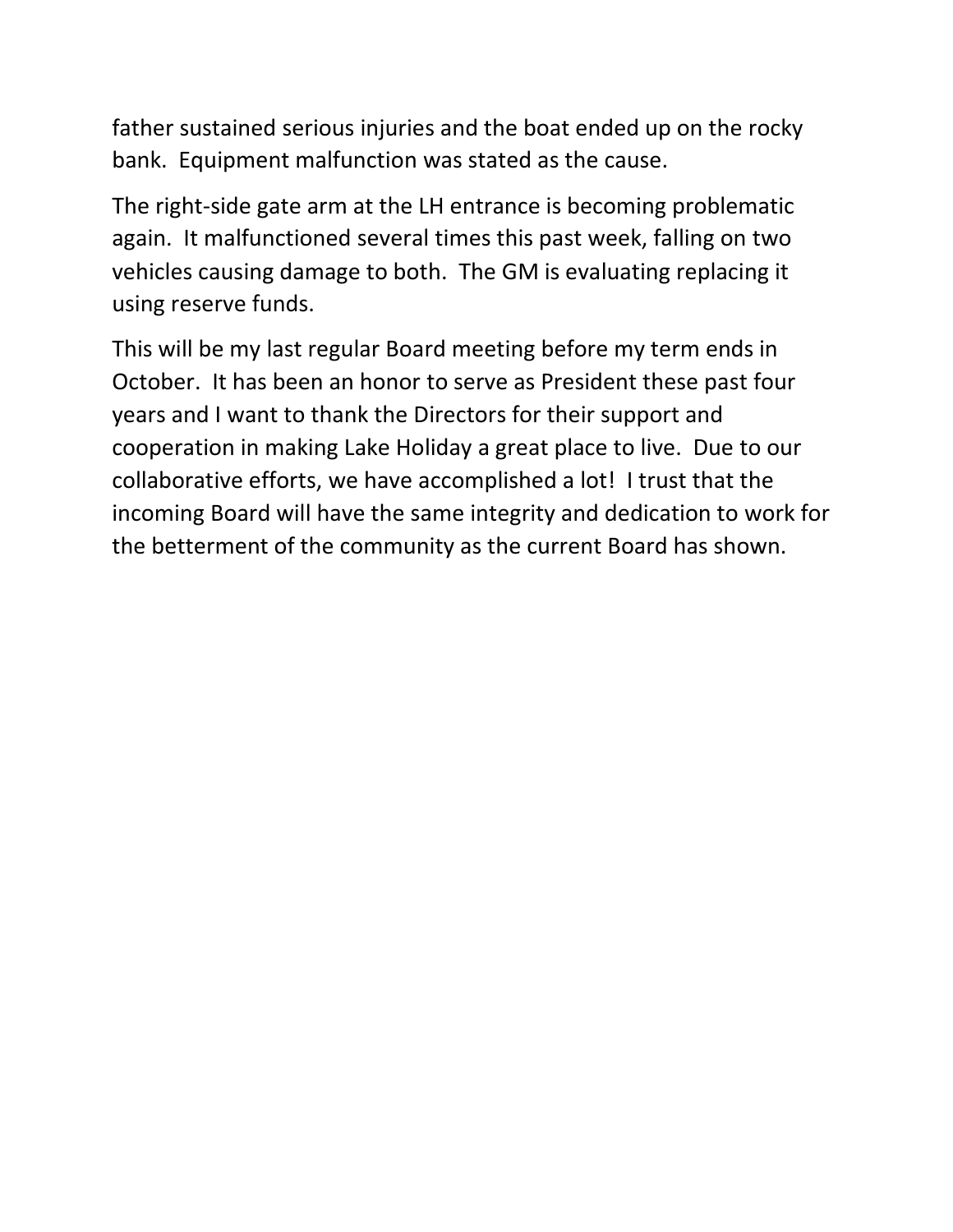father sustained serious injuries and the boat ended up on the rocky bank. Equipment malfunction was stated as the cause.

The right-side gate arm at the LH entrance is becoming problematic again. It malfunctioned several times this past week, falling on two vehicles causing damage to both. The GM is evaluating replacing it using reserve funds.

This will be my last regular Board meeting before my term ends in October. It has been an honor to serve as President these past four years and I want to thank the Directors for their support and cooperation in making Lake Holiday a great place to live. Due to our collaborative efforts, we have accomplished a lot! I trust that the incoming Board will have the same integrity and dedication to work for the betterment of the community as the current Board has shown.